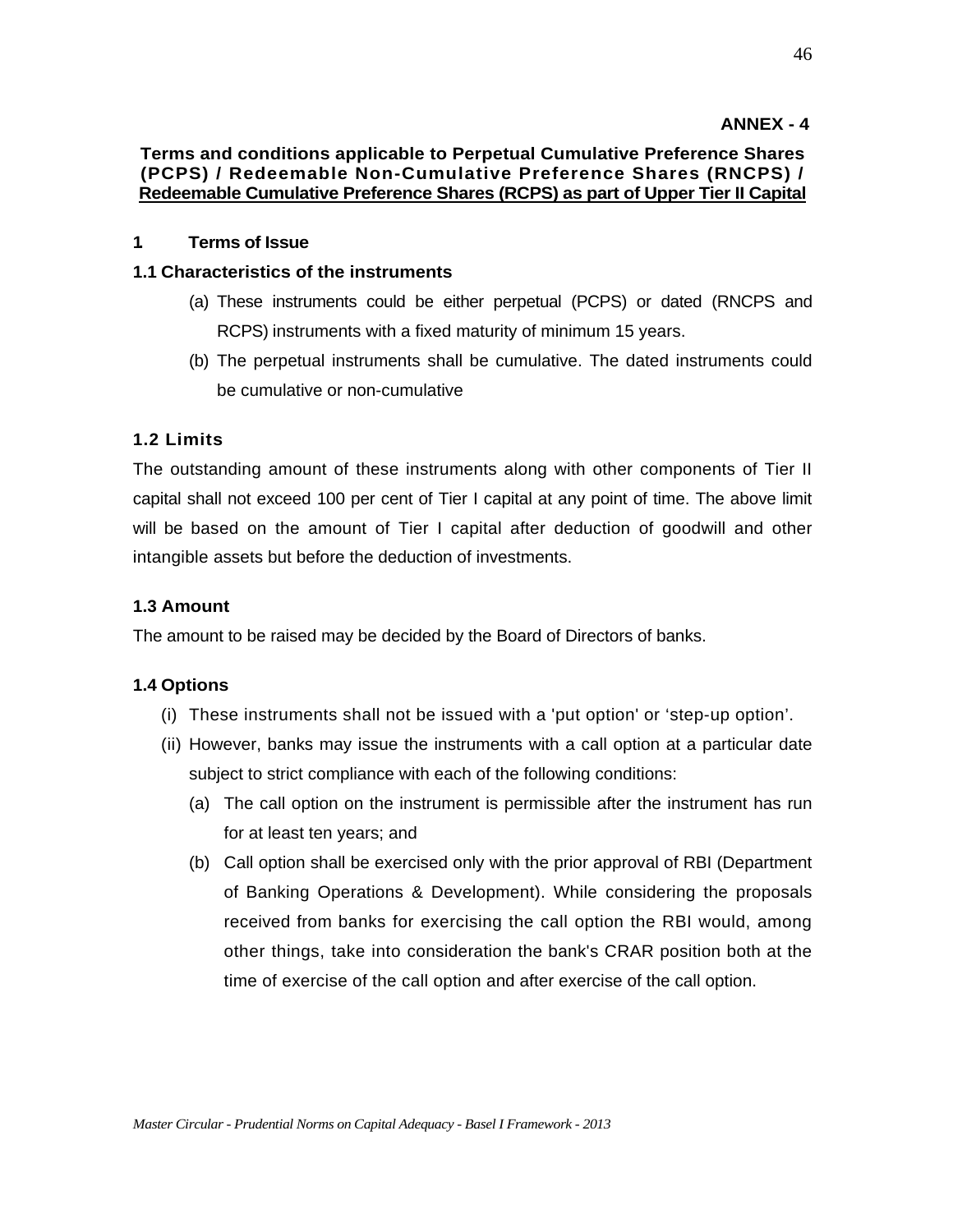**ANNEX - 4**

## Terms and conditions applicable to Perpetual Cumulative Preference Shares (PCPS) / Redeemable Non-Cumulative Preference Shares (RNCPS) / Redeemable Cumulative Preference Shares (RCPS) as part of Upper Tier II Capital

### 1 Terms of Issue

#### 1.1 Characteristics of the instruments

(a) These instruments could be either perpetual (PCPS) or dated (RNCPS and RCPS) instruments with a fixed maturity of minimum 15 years.

(b) The perpetual instruments shall be cumulative. The dated instruments could be cumulative or non-cumulative

#### 1.2 Limits

The outstanding amount of these instruments along with other components of Tier II capital shall not exceed 100 per cent of Tier I capital at any point of time. The above limit will be based on the amount of Tier I capital after deduction of goodwill and other intangible assets but before the deduction of investments.

#### 1.3 Amount

The amount to be raised may be decided by the Board of Directors of banks.

#### 1.4 Options

(i) These instruments shall not be issued with a 'put option' or 'step-up option'.

(ii) However, banks may issue the instruments with a call option at a particular date subject to strict compliance with each of the following conditions:

(a) The call option on the instrument is permissible after the instrument has run for at least ten years; and

(b) Call option shall be exercised only with the prior approval of RBI (Department of Banking Operations & Development). While considering the proposals received from banks for exercising the call option the RBI would, among other things, take into consideration the bank's CRAR position both at the time of exercise of the call option and after exercise of the call option.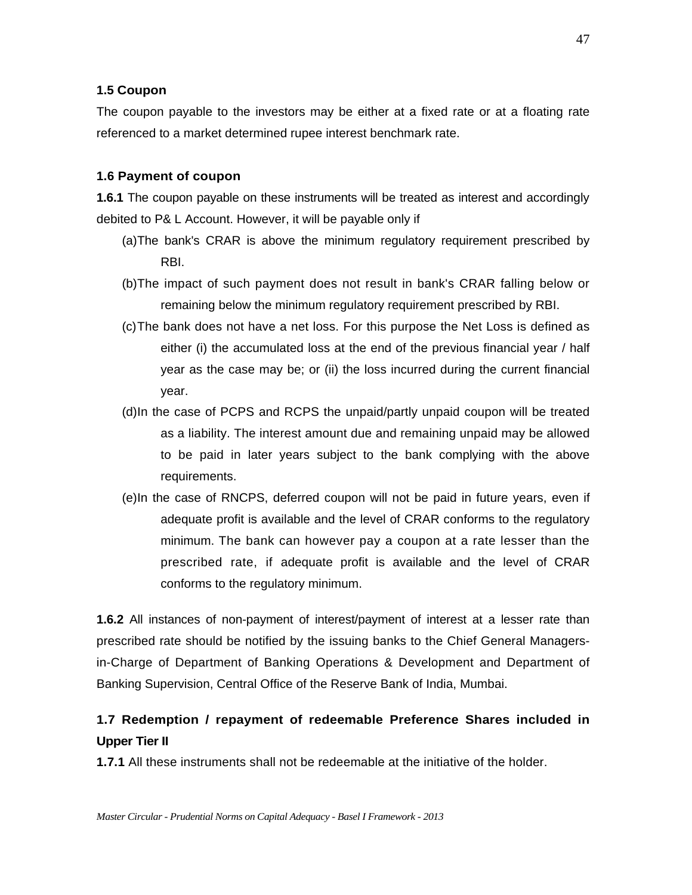**1.5 Coupon**

The coupon payable to the investors may be either at a fixed rate or at a floating rate referenced to a market determined rupee interest benchmark rate.

**1.6 Payment of coupon**

**1.6.1** The coupon payable on these instruments will be treated as interest and accordingly debited to P& L Account. However, it will be payable only if

(a)The bank's CRAR is above the minimum regulatory requirement prescribed by RBI.

(b)The impact of such payment does not result in bank's CRAR falling below or remaining below the minimum regulatory requirement prescribed by RBI.

(c)The bank does not have a net loss. For this purpose the Net Loss is defined as either (i) the accumulated loss at the end of the previous financial year / half year as the case may be; or (ii) the loss incurred during the current financial year.

(d)In the case of PCPS and RCPS the unpaid/partly unpaid coupon will be treated as a liability. The interest amount due and remaining unpaid may be allowed to be paid in later years subject to the bank complying with the above requirements.

(e)In the case of RNCPS, deferred coupon will not be paid in future years, even if adequate profit is available and the level of CRAR conforms to the regulatory minimum. The bank can however pay a coupon at a rate lesser than the prescribed rate, if adequate profit is available and the level of CRAR conforms to the regulatory minimum.

**1.6.2** All instances of non-payment of interest/payment of interest at a lesser rate than prescribed rate should be notified by the issuing banks to the Chief General Managers-in-Charge of Department of Banking Operations & Development and Department of Banking Supervision, Central Office of the Reserve Bank of India, Mumbai.

**1.7 Redemption / repayment of redeemable Preference Shares included in Upper Tier II**

**1.7.1** All these instruments shall not be redeemable at the initiative of the holder.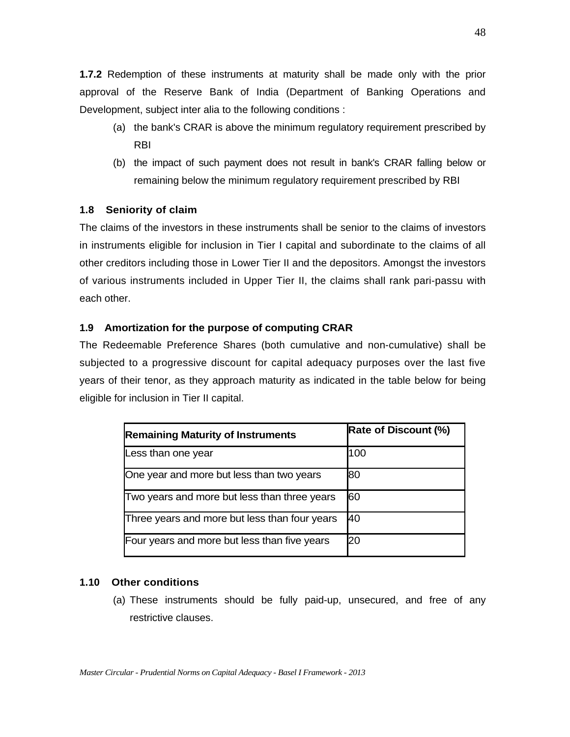**1.7.2** Redemption of these instruments at maturity shall be made only with the prior approval of the Reserve Bank of India (Department of Banking Operations and Development, subject inter alia to the following conditions :

(a) the bank's CRAR is above the minimum regulatory requirement prescribed by RBI

(b) the impact of such payment does not result in bank's CRAR falling below or remaining below the minimum regulatory requirement prescribed by RBI

### 1.8 Seniority of claim

The claims of the investors in these instruments shall be senior to the claims of investors in instruments eligible for inclusion in Tier I capital and subordinate to the claims of all other creditors including those in Lower Tier II and the depositors. Amongst the investors of various instruments included in Upper Tier II, the claims shall rank pari-passu with each other.

### 1.9 Amortization for the purpose of computing CRAR

The Redeemable Preference Shares (both cumulative and non-cumulative) shall be subjected to a progressive discount for capital adequacy purposes over the last five years of their tenor, as they approach maturity as indicated in the table below for being eligible for inclusion in Tier II capital.

| Remaining Maturity of Instruments | Rate of Discount (%) |
|---|---|
| Less than one year | 100 |
| One year and more but less than two years | 80 |
| Two years and more but less than three years | 60 |
| Three years and more but less than four years | 40 |
| Four years and more but less than five years | 20 |

### 1.10 Other conditions

(a) These instruments should be fully paid-up, unsecured, and free of any restrictive clauses.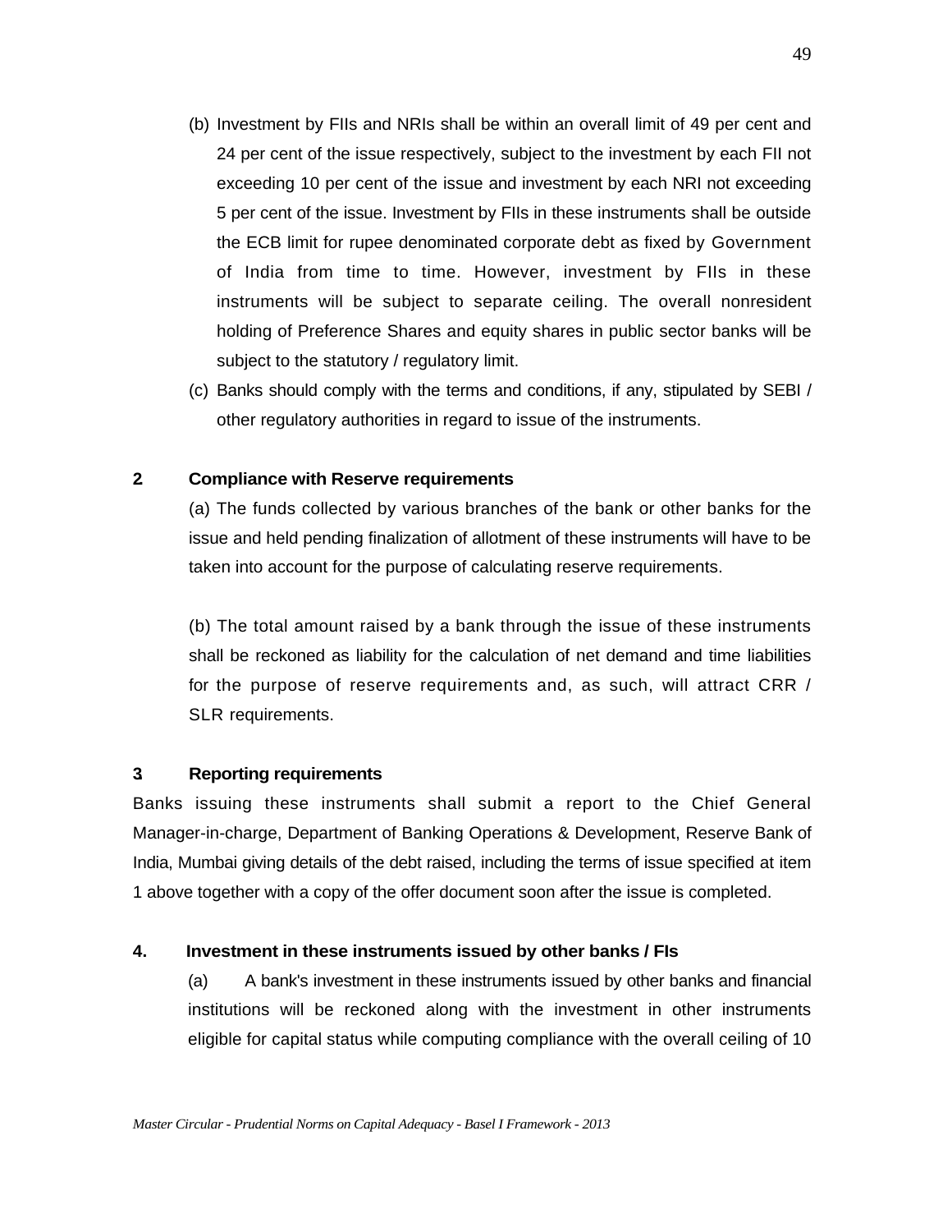(b) Investment by FIIs and NRIs shall be within an overall limit of 49 per cent and 24 per cent of the issue respectively, subject to the investment by each FII not exceeding 10 per cent of the issue and investment by each NRI not exceeding 5 per cent of the issue. Investment by FIIs in these instruments shall be outside the ECB limit for rupee denominated corporate debt as fixed by Government of India from time to time. However, investment by FIIs in these instruments will be subject to separate ceiling. The overall nonresident holding of Preference Shares and equity shares in public sector banks will be subject to the statutory / regulatory limit.

(c) Banks should comply with the terms and conditions, if any, stipulated by SEBI / other regulatory authorities in regard to issue of the instruments.

**2 Compliance with Reserve requirements**

(a) The funds collected by various branches of the bank or other banks for the issue and held pending finalization of allotment of these instruments will have to be taken into account for the purpose of calculating reserve requirements.

(b) The total amount raised by a bank through the issue of these instruments shall be reckoned as liability for the calculation of net demand and time liabilities for the purpose of reserve requirements and, as such, will attract CRR / SLR requirements.

**3 Reporting requirements**

Banks issuing these instruments shall submit a report to the Chief General Manager-in-charge, Department of Banking Operations & Development, Reserve Bank of India, Mumbai giving details of the debt raised, including the terms of issue specified at item 1 above together with a copy of the offer document soon after the issue is completed.

**4. Investment in these instruments issued by other banks / FIs**

(a) A bank's investment in these instruments issued by other banks and financial institutions will be reckoned along with the investment in other instruments eligible for capital status while computing compliance with the overall ceiling of 10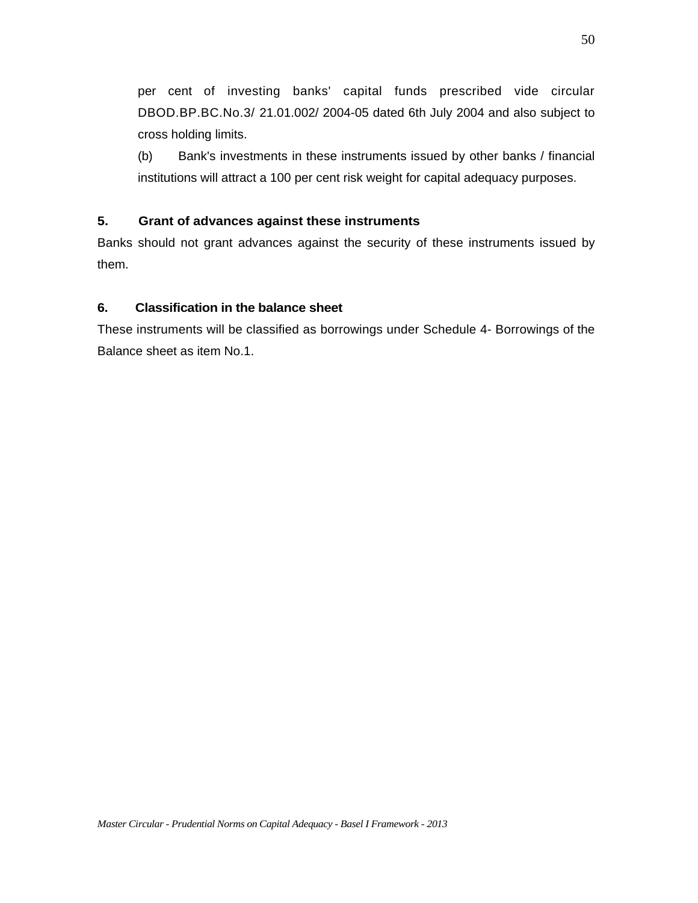per cent of investing banks' capital funds prescribed vide circular DBOD.BP.BC.No.3/ 21.01.002/ 2004-05 dated 6th July 2004 and also subject to cross holding limits.

(b) Bank's investments in these instruments issued by other banks / financial institutions will attract a 100 per cent risk weight for capital adequacy purposes.

**5. Grant of advances against these instruments**

Banks should not grant advances against the security of these instruments issued by them.

**6. Classification in the balance sheet**

These instruments will be classified as borrowings under Schedule 4- Borrowings of the Balance sheet as item No.1.